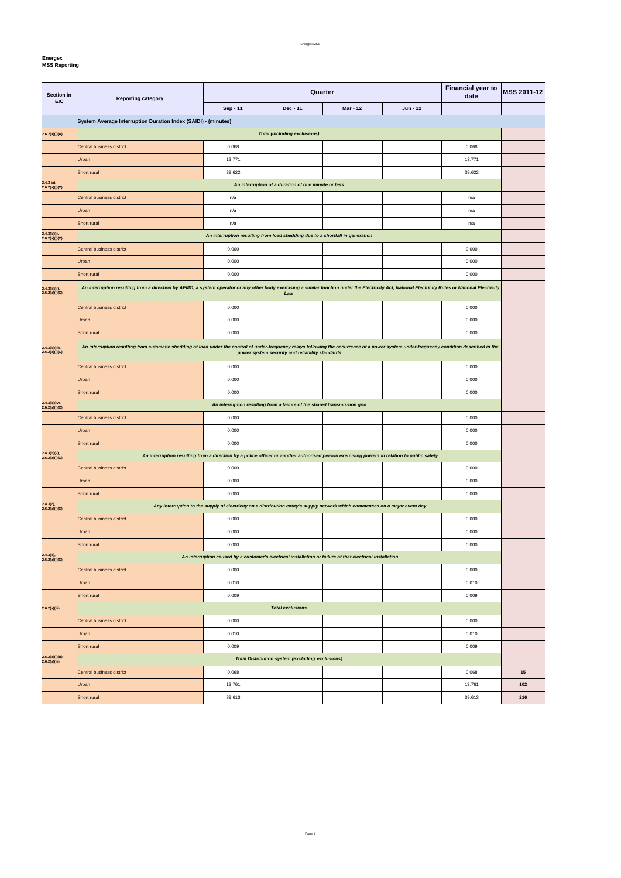**Energex**
**MSS Reporting**

| Section in EIC | Reporting category | Quarter | | | | Financial year to date | MSS 2011-12 |
|---|---|---|---|---|---|---|---|
| | | Sep - 11 | Dec - 11 | Mar - 12 | Jun - 12 | | |
| | **System Average Interruption Duration Index (SAIDI) - (minutes)** | | | | | | |
| 2.6.2(a)(i)(A) | ***Total (including exclusions)*** | | | | | | |
| | Central business district | 0.068 | | | | 0 068 | |
| | Urban | 13.771 | | | | 13.771 | |
| | Short rural | 39.622 | | | | 39.622 | |
| 2.4.3 (a), 2.6.2(a)(i)(C) | ***An interruption of a duration of one minute or less*** | | | | | | |
| | Central business district | n/a | | | | n/a | |
| | Urban | n/a | | | | n/a | |
| | Short rural | n/a | | | | n/a | |
| 2.4.3(b)(i), 2.6.2(a)(i)(C) | ***An interruption resulting from load shedding due to a shortfall in generation*** | | | | | | |
| | Central business district | 0.000 | | | | 0 000 | |
| | Urban | 0.000 | | | | 0 000 | |
| | Short rural | 0.000 | | | | 0 000 | |
| 2.4.3(b)(ii), 2.6.2(a)(i)(C) | ***An interruption resulting from a direction by AEMO, a system operator or any other body exercising a similar function under the Electricity Act, National Electricity Rules or National Electricity Law*** | | | | | | |
| | Central business district | 0.000 | | | | 0 000 | |
| | Urban | 0.000 | | | | 0 000 | |
| | Short rural | 0.000 | | | | 0 000 | |
| 2.4.3(b)(iii), 2.6.2(a)(i)(C) | ***An interruption resulting from automatic shedding of load under the control of under-frequency relays following the occurrence of a power system under-frequency condition described in the power system security and reliability standards*** | | | | | | |
| | Central business district | 0.000 | | | | 0 000 | |
| | Urban | 0.000 | | | | 0 000 | |
| | Short rural | 0.000 | | | | 0 000 | |
| 2.4.3(b)(iv), 2.6.2(a)(i)(C) | ***An interruption resulting from a failure of the shared transmission grid*** | | | | | | |
| | Central business district | 0.000 | | | | 0 000 | |
| | Urban | 0.000 | | | | 0 000 | |
| | Short rural | 0.000 | | | | 0 000 | |
| 2.4.3(b)(v), 2.6.2(a)(i)(C) | ***An interruption resulting from a direction by a police officer or another authorised person exercising powers in relation to public safety*** | | | | | | |
| | Central business district | 0.000 | | | | 0 000 | |
| | Urban | 0.000 | | | | 0 000 | |
| | Short rural | 0.000 | | | | 0 000 | |
| 2.4.3(c), 2.6.2(a)(i)(C) | ***Any interruption to the supply of electricity on a distribution entity's supply network which commences on a major event day*** | | | | | | |
| | Central business district | 0.000 | | | | 0 000 | |
| | Urban | 0.000 | | | | 0 000 | |
| | Short rural | 0.000 | | | | 0 000 | |
| 2.4.3(d), 2.6.2(a)(i)(C) | ***An interruption caused by a customer's electrical installation or failure of that electrical installation*** | | | | | | |
| | Central business district | 0.000 | | | | 0 000 | |
| | Urban | 0.010 | | | | 0 010 | |
| | Short rural | 0.009 | | | | 0 009 | |
| 2.6.2(a)(iii) | ***Total exclusions*** | | | | | | |
| | Central business district | 0.000 | | | | 0 000 | |
| | Urban | 0.010 | | | | 0 010 | |
| | Short rural | 0.009 | | | | 0 009 | |
| 2.6.2(a)(i)(B), 2.6.2(a)(iii) | ***Total Distribution system (excluding exclusions)*** | | | | | | |
| | Central business district | 0.068 | | | | 0 068 | **15** |
| | Urban | 13.761 | | | | 13.761 | **102** |
| | Short rural | 39.613 | | | | 39.613 | **216** |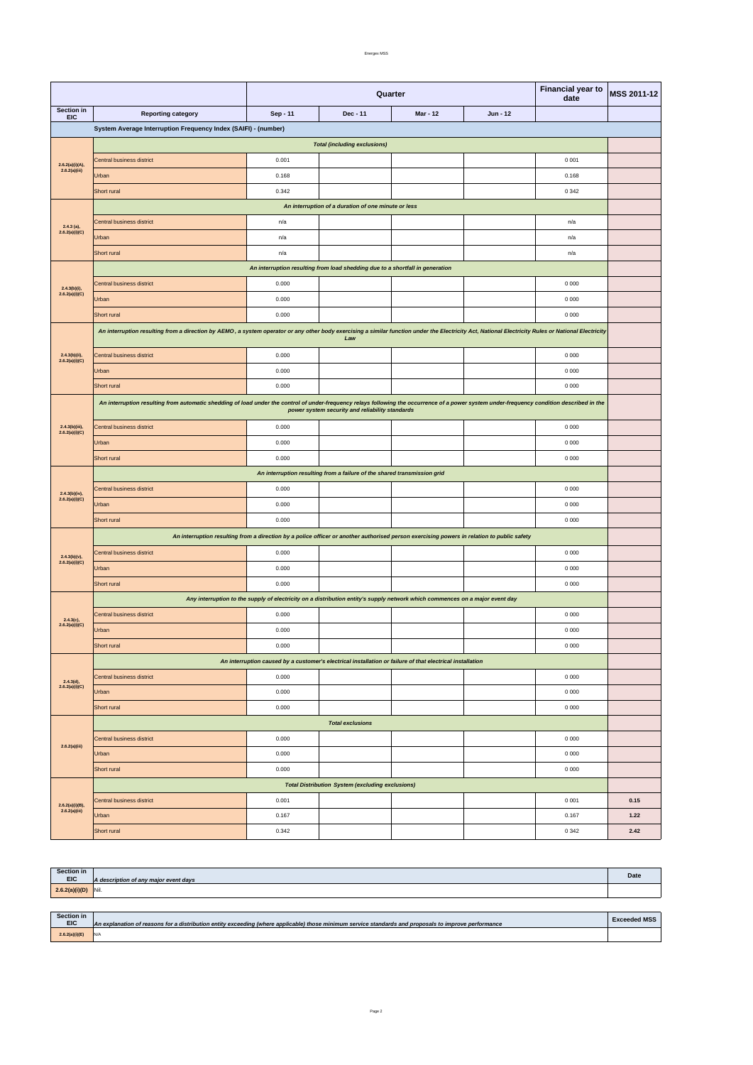| | | Quarter | | | | Financial year to date | MSS 2011-12 |
|---|---|---|---|---|---|---|---|
| Section in EIC | Reporting category | Sep - 11 | Dec - 11 | Mar - 12 | Jun - 12 | | |
| | **System Average Interruption Frequency Index (SAIFI) - (number)** | | | | | | |
| | *Total (including exclusions)* | | | | | | |
| 2.6.2(a)(i)(A), 2.6.2(a)(iii) | Central business district | 0.001 | | | | 0 001 | |
| | Urban | 0.168 | | | | 0.168 | |
| | Short rural | 0.342 | | | | 0 342 | |
| | *An interruption of a duration of one minute or less* | | | | | | |
| 2.4.3 (a), 2.6.2(a)(i)(C) | Central business district | n/a | | | | n/a | |
| | Urban | n/a | | | | n/a | |
| | Short rural | n/a | | | | n/a | |
| | *An interruption resulting from load shedding due to a shortfall in generation* | | | | | | |
| 2.4.3(b)(i), 2.6.2(a)(i)(C) | Central business district | 0.000 | | | | 0 000 | |
| | Urban | 0.000 | | | | 0 000 | |
| | Short rural | 0.000 | | | | 0 000 | |
| | *An interruption resulting from a direction by AEMO, a system operator or any other body exercising a similar function under the Electricity Act, National Electricity Rules or National Electricity Law* | | | | | | |
| 2.4.3(b)(ii), 2.6.2(a)(i)(C) | Central business district | 0.000 | | | | 0 000 | |
| | Urban | 0.000 | | | | 0 000 | |
| | Short rural | 0.000 | | | | 0 000 | |
| | *An interruption resulting from automatic shedding of load under the control of under-frequency relays following the occurrence of a power system under-frequency condition described in the power system security and reliability standards* | | | | | | |
| 2.4.3(b)(iii), 2.6.2(a)(i)(C) | Central business district | 0.000 | | | | 0 000 | |
| | Urban | 0.000 | | | | 0 000 | |
| | Short rural | 0.000 | | | | 0 000 | |
| | *An interruption resulting from a failure of the shared transmission grid* | | | | | | |
| 2.4.3(b)(iv), 2.6.2(a)(i)(C) | Central business district | 0.000 | | | | 0 000 | |
| | Urban | 0.000 | | | | 0 000 | |
| | Short rural | 0.000 | | | | 0 000 | |
| | *An interruption resulting from a direction by a police officer or another authorised person exercising powers in relation to public safety* | | | | | | |
| 2.4.3(b)(v), 2.6.2(a)(i)(C) | Central business district | 0.000 | | | | 0 000 | |
| | Urban | 0.000 | | | | 0 000 | |
| | Short rural | 0.000 | | | | 0 000 | |
| | *Any interruption to the supply of electricity on a distribution entity's supply network which commences on a major event day* | | | | | | |
| 2.4.3(c), 2.6.2(a)(i)(C) | Central business district | 0.000 | | | | 0 000 | |
| | Urban | 0.000 | | | | 0 000 | |
| | Short rural | 0.000 | | | | 0 000 | |
| | *An interruption caused by a customer's electrical installation or failure of that electrical installation* | | | | | | |
| 2.4.3(d), 2.6.2(a)(i)(C) | Central business district | 0.000 | | | | 0 000 | |
| | Urban | 0.000 | | | | 0 000 | |
| | Short rural | 0.000 | | | | 0 000 | |
| | *Total exclusions* | | | | | | |
| 2.6.2(a)(iii) | Central business district | 0.000 | | | | 0 000 | |
| | Urban | 0.000 | | | | 0 000 | |
| | Short rural | 0.000 | | | | 0 000 | |
| | *Total Distribution System (excluding exclusions)* | | | | | | |
| 2.6.2(a)(i)(B), 2.6.2(a)(iii) | Central business district | 0.001 | | | | 0 001 | **0.15** |
| | Urban | 0.167 | | | | 0.167 | **1.22** |
| | Short rural | 0.342 | | | | 0 342 | **2.42** |

| Section in EIC | *A description of any major event days* | Date |
|---|---|---|
| 2.6.2(a)(i)(D) | Nil. | |

| Section in EIC | *An explanation of reasons for a distribution entity exceeding (where applicable) those minimum service standards and proposals to improve performance* | Exceeded MSS |
|---|---|---|
| 2.6.2(a)(i)(E) | N/A | |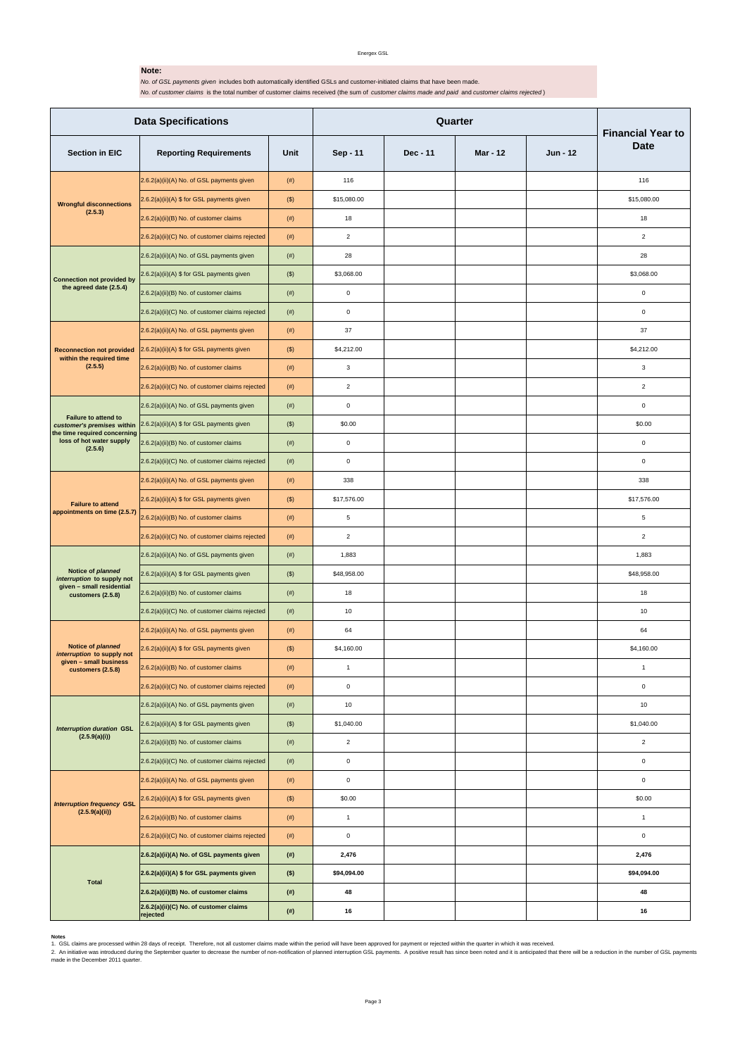**Note:**

*No. of GSL payments given* includes both automatically identified GSLs and customer-initiated claims that have been made.
*No. of customer claims* is the total number of customer claims received (the sum of *customer claims made and paid* and *customer claims rejected* )

| Data Specifications | | | Quarter | | | | Financial Year to Date |
|---|---|---|---|---|---|---|---|
| **Section in EIC** | **Reporting Requirements** | **Unit** | **Sep - 11** | **Dec - 11** | **Mar - 12** | **Jun - 12** | |
| **Wrongful disconnections (2.5.3)** | 2.6.2(a)(ii)(A) No. of GSL payments given | (#) | 116 | | | | 116 |
| | 2.6.2(a)(ii)(A) $ for GSL payments given | ($) | $15,080.00 | | | | $15,080.00 |
| | 2.6.2(a)(ii)(B) No. of customer claims | (#) | 18 | | | | 18 |
| | 2.6.2(a)(ii)(C) No. of customer claims rejected | (#) | 2 | | | | 2 |
| **Connection not provided by the agreed date (2.5.4)** | 2.6.2(a)(ii)(A) No. of GSL payments given | (#) | 28 | | | | 28 |
| | 2.6.2(a)(ii)(A) $ for GSL payments given | ($) | $3,068.00 | | | | $3,068.00 |
| | 2.6.2(a)(ii)(B) No. of customer claims | (#) | 0 | | | | 0 |
| | 2.6.2(a)(ii)(C) No. of customer claims rejected | (#) | 0 | | | | 0 |
| **Reconnection not provided within the required time (2.5.5)** | 2.6.2(a)(ii)(A) No. of GSL payments given | (#) | 37 | | | | 37 |
| | 2.6.2(a)(ii)(A) $ for GSL payments given | ($) | $4,212.00 | | | | $4,212.00 |
| | 2.6.2(a)(ii)(B) No. of customer claims | (#) | 3 | | | | 3 |
| | 2.6.2(a)(ii)(C) No. of customer claims rejected | (#) | 2 | | | | 2 |
| **Failure to attend to *customer's premises* within the time required concerning loss of hot water supply (2.5.6)** | 2.6.2(a)(ii)(A) No. of GSL payments given | (#) | 0 | | | | 0 |
| | 2.6.2(a)(ii)(A) $ for GSL payments given | ($) | $0.00 | | | | $0.00 |
| | 2.6.2(a)(ii)(B) No. of customer claims | (#) | 0 | | | | 0 |
| | 2.6.2(a)(ii)(C) No. of customer claims rejected | (#) | 0 | | | | 0 |
| **Failure to attend appointments on time (2.5.7)** | 2.6.2(a)(ii)(A) No. of GSL payments given | (#) | 338 | | | | 338 |
| | 2.6.2(a)(ii)(A) $ for GSL payments given | ($) | $17,576.00 | | | | $17,576.00 |
| | 2.6.2(a)(ii)(B) No. of customer claims | (#) | 5 | | | | 5 |
| | 2.6.2(a)(ii)(C) No. of customer claims rejected | (#) | 2 | | | | 2 |
| **Notice of *planned interruption* to supply not given – small residential customers (2.5.8)** | 2.6.2(a)(ii)(A) No. of GSL payments given | (#) | 1,883 | | | | 1,883 |
| | 2.6.2(a)(ii)(A) $ for GSL payments given | ($) | $48,958.00 | | | | $48,958.00 |
| | 2.6.2(a)(ii)(B) No. of customer claims | (#) | 18 | | | | 18 |
| | 2.6.2(a)(ii)(C) No. of customer claims rejected | (#) | 10 | | | | 10 |
| **Notice of *planned interruption* to supply not given – small business customers (2.5.8)** | 2.6.2(a)(ii)(A) No. of GSL payments given | (#) | 64 | | | | 64 |
| | 2.6.2(a)(ii)(A) $ for GSL payments given | ($) | $4,160.00 | | | | $4,160.00 |
| | 2.6.2(a)(ii)(B) No. of customer claims | (#) | 1 | | | | 1 |
| | 2.6.2(a)(ii)(C) No. of customer claims rejected | (#) | 0 | | | | 0 |
| ***Interruption duration* GSL (2.5.9(a)(i))** | 2.6.2(a)(ii)(A) No. of GSL payments given | (#) | 10 | | | | 10 |
| | 2.6.2(a)(ii)(A) $ for GSL payments given | ($) | $1,040.00 | | | | $1,040.00 |
| | 2.6.2(a)(ii)(B) No. of customer claims | (#) | 2 | | | | 2 |
| | 2.6.2(a)(ii)(C) No. of customer claims rejected | (#) | 0 | | | | 0 |
| ***Interruption frequency* GSL (2.5.9(a)(ii))** | 2.6.2(a)(ii)(A) No. of GSL payments given | (#) | 0 | | | | 0 |
| | 2.6.2(a)(ii)(A) $ for GSL payments given | ($) | $0.00 | | | | $0.00 |
| | 2.6.2(a)(ii)(B) No. of customer claims | (#) | 1 | | | | 1 |
| | 2.6.2(a)(ii)(C) No. of customer claims rejected | (#) | 0 | | | | 0 |
| **Total** | **2.6.2(a)(ii)(A) No. of GSL payments given** | **(#)** | **2,476** | | | | **2,476** |
| | **2.6.2(a)(ii)(A) $ for GSL payments given** | **($)** | **$94,094.00** | | | | **$94,094.00** |
| | **2.6.2(a)(ii)(B) No. of customer claims** | **(#)** | **48** | | | | **48** |
| | **2.6.2(a)(ii)(C) No. of customer claims rejected** | **(#)** | **16** | | | | **16** |

**Notes**

1. GSL claims are processed within 28 days of receipt. Therefore, not all customer claims made within the period will have been approved for payment or rejected within the quarter in which it was received.
2. An initiative was introduced during the September quarter to decrease the number of non-notification of planned interruption GSL payments. A positive result has since been noted and it is anticipated that there will be a reduction in the number of GSL payments made in the December 2011 quarter.